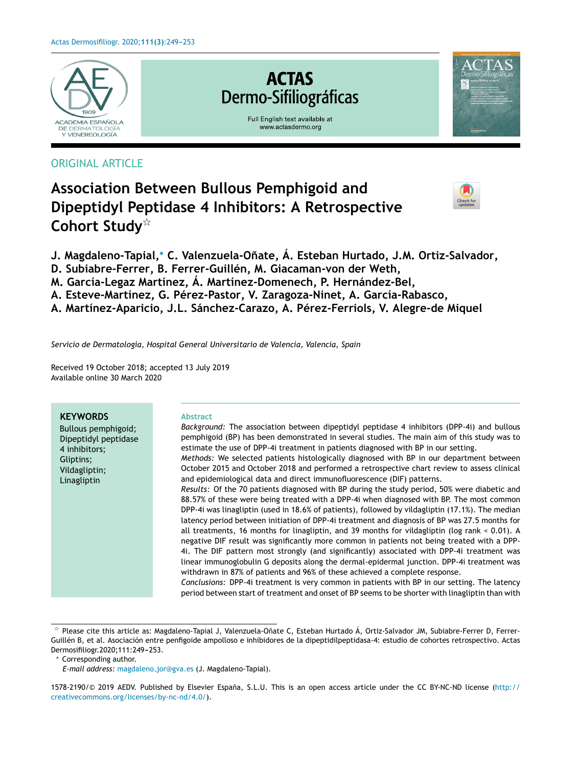ORIGINAL ARTICLE

# Association Between Bullous Pemphigoid and Dipeptidyl Peptidase 4 Inhibitors: A Retrospective Cohort Study☆

**J. Magdaleno-Tapial,* C. Valenzuela-Oñate, Á. Esteban Hurtado, J.M. Ortiz-Salvador, D. Subiabre-Ferrer, B. Ferrer-Guillén, M. Giacaman-von der Weth, M. García-Legaz Martínez, Á. Martínez-Domenech, P. Hernández-Bel, A. Esteve-Martínez, G. Pérez-Pastor, V. Zaragoza-Ninet, A. García-Rabasco, A. Martínez-Aparicio, J.L. Sánchez-Carazo, A. Pérez-Ferriols, V. Alegre-de Miquel**

*Servicio de Dermatología, Hospital General Universitario de Valencia, Valencia, Spain*

Received 19 October 2018; accepted 13 July 2019
Available online 30 March 2020

**KEYWORDS**
Bullous pemphigoid;
Dipeptidyl peptidase 4 inhibitors;
Gliptins;
Vildagliptin;
Linagliptin

**Abstract**

*Background:* The association between dipeptidyl peptidase 4 inhibitors (DPP-4i) and bullous pemphigoid (BP) has been demonstrated in several studies. The main aim of this study was to estimate the use of DPP-4i treatment in patients diagnosed with BP in our setting.

*Methods:* We selected patients histologically diagnosed with BP in our department between October 2015 and October 2018 and performed a retrospective chart review to assess clinical and epidemiological data and direct immunofluorescence (DIF) patterns.

*Results:* Of the 70 patients diagnosed with BP during the study period, 50% were diabetic and 88.57% of these were being treated with a DPP-4i when diagnosed with BP. The most common DPP-4i was linagliptin (used in 18.6% of patients), followed by vildagliptin (17.1%). The median latency period between initiation of DPP-4i treatment and diagnosis of BP was 27.5 months for all treatments, 16 months for linagliptin, and 39 months for vildagliptin (log rank < 0.01). A negative DIF result was significantly more common in patients not being treated with a DPP-4i. The DIF pattern most strongly (and significantly) associated with DPP-4i treatment was linear immunoglobulin G deposits along the dermal-epidermal junction. DPP-4i treatment was withdrawn in 87% of patients and 96% of these achieved a complete response.

*Conclusions:* DPP-4i treatment is very common in patients with BP in our setting. The latency period between start of treatment and onset of BP seems to be shorter with linagliptin than with

☆ Please cite this article as: Magdaleno-Tapial J, Valenzuela-Oñate C, Esteban Hurtado Á, Ortiz-Salvador JM, Subiabre-Ferrer D, Ferrer-Guillén B, et al. Asociación entre penfigoide ampolloso e inhibidores de la dipeptidilpeptidasa-4: estudio de cohortes retrospectivo. Actas Dermosifiliogr.2020;111:249–253.

\* Corresponding author.
*E-mail address:* magdaleno_jor@gva.es (J. Magdaleno-Tapial).

1578-2190/© 2019 AEDV. Published by Elsevier España, S.L.U. This is an open access article under the CC BY-NC-ND license (http://creativecommons.org/licenses/by-nc-nd/4.0/).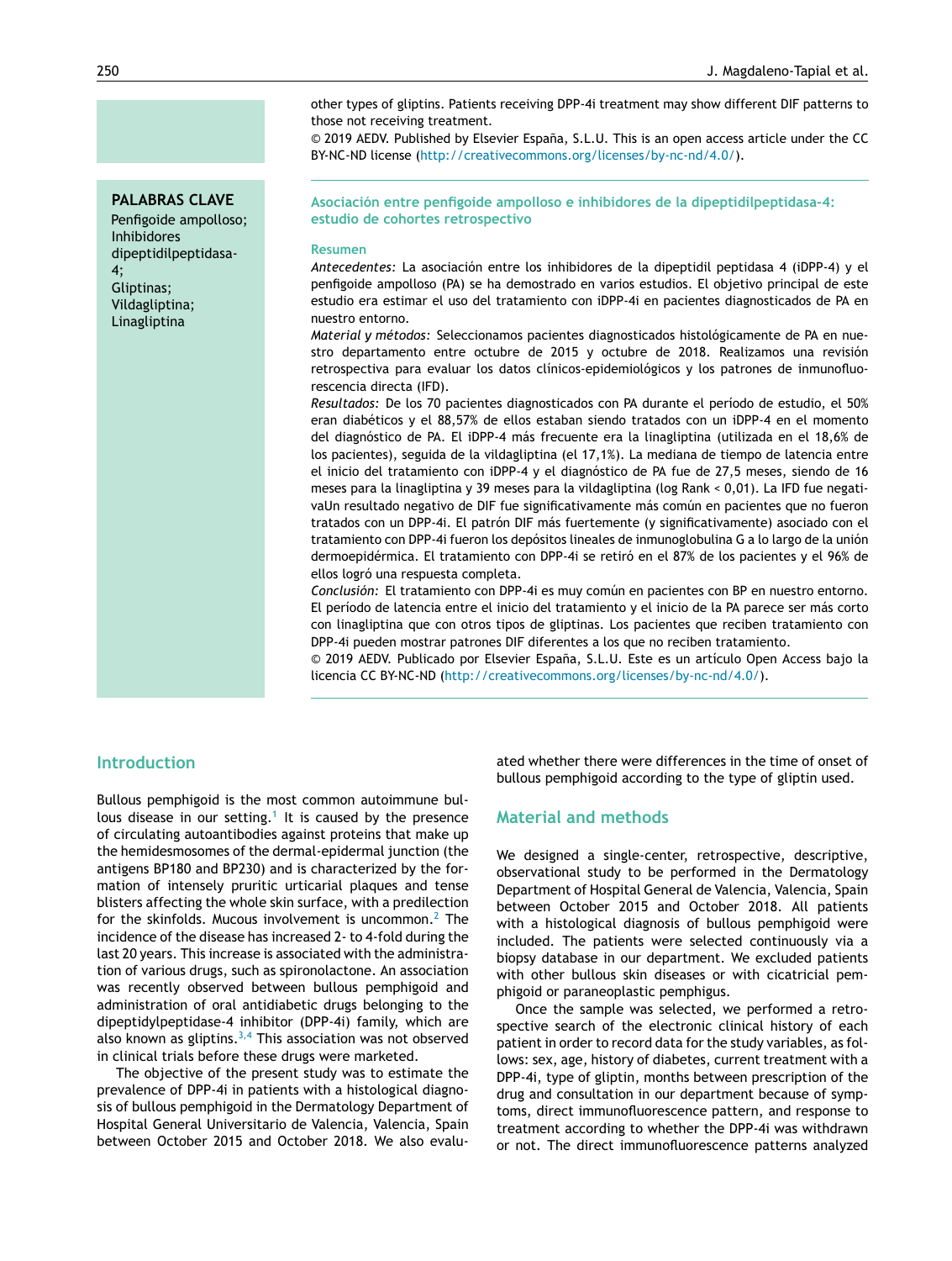other types of gliptins. Patients receiving DPP-4i treatment may show different DIF patterns to those not receiving treatment.

© 2019 AEDV. Published by Elsevier España, S.L.U. This is an open access article under the CC BY-NC-ND license (http://creativecommons.org/licenses/by-nc-nd/4.0/).

**PALABRAS CLAVE**

Penfigoide ampolloso; Inhibidores dipeptidilpeptidasa-4; Gliptinas; Vildagliptina; Linagliptina

## Asociación entre penfigoide ampolloso e inhibidores de la dipeptidilpeptidasa-4: estudio de cohortes retrospectivo

### Resumen

*Antecedentes:* La asociación entre los inhibidores de la dipeptidil peptidasa 4 (iDPP-4) y el penfigoide ampolloso (PA) se ha demostrado en varios estudios. El objetivo principal de este estudio era estimar el uso del tratamiento con iDPP-4i en pacientes diagnosticados de PA en nuestro entorno.

*Material y métodos:* Seleccionamos pacientes diagnosticados histológicamente de PA en nuestro departamento entre octubre de 2015 y octubre de 2018. Realizamos una revisión retrospectiva para evaluar los datos clínicos-epidemiológicos y los patrones de inmunofluorescencia directa (IFD).

*Resultados:* De los 70 pacientes diagnosticados con PA durante el período de estudio, el 50% eran diabéticos y el 88,57% de ellos estaban siendo tratados con un iDPP-4 en el momento del diagnóstico de PA. El iDPP-4 más frecuente era la linagliptina (utilizada en el 18,6% de los pacientes), seguida de la vildagliptina (el 17,1%). La mediana de tiempo de latencia entre el inicio del tratamiento con iDPP-4 y el diagnóstico de PA fue de 27,5 meses, siendo de 16 meses para la linagliptina y 39 meses para la vildagliptina (log Rank < 0,01). La IFD fue negativaUn resultado negativo de DIF fue significativamente más común en pacientes que no fueron tratados con un DPP-4i. El patrón DIF más fuertemente (y significativamente) asociado con el tratamiento con DPP-4i fueron los depósitos lineales de inmunoglobulina G a lo largo de la unión dermoepidérmica. El tratamiento con DPP-4i se retiró en el 87% de los pacientes y el 96% de ellos logró una respuesta completa.

*Conclusión:* El tratamiento con DPP-4i es muy común en pacientes con BP en nuestro entorno. El período de latencia entre el inicio del tratamiento y el inicio de la PA parece ser más corto con linagliptina que con otros tipos de gliptinas. Los pacientes que reciben tratamiento con DPP-4i pueden mostrar patrones DIF diferentes a los que no reciben tratamiento.

© 2019 AEDV. Publicado por Elsevier España, S.L.U. Este es un artículo Open Access bajo la licencia CC BY-NC-ND (http://creativecommons.org/licenses/by-nc-nd/4.0/).

## Introduction

Bullous pemphigoid is the most common autoimmune bullous disease in our setting.[1] It is caused by the presence of circulating autoantibodies against proteins that make up the hemidesmosomes of the dermal-epidermal junction (the antigens BP180 and BP230) and is characterized by the formation of intensely pruritic urticarial plaques and tense blisters affecting the whole skin surface, with a predilection for the skinfolds. Mucous involvement is uncommon.[2] The incidence of the disease has increased 2- to 4-fold during the last 20 years. This increase is associated with the administration of various drugs, such as spironolactone. An association was recently observed between bullous pemphigoid and administration of oral antidiabetic drugs belonging to the dipeptidylpeptidase-4 inhibitor (DPP-4i) family, which are also known as gliptins.[3,4] This association was not observed in clinical trials before these drugs were marketed.

The objective of the present study was to estimate the prevalence of DPP-4i in patients with a histological diagnosis of bullous pemphigoid in the Dermatology Department of Hospital General Universitario de Valencia, Valencia, Spain between October 2015 and October 2018. We also evaluated whether there were differences in the time of onset of bullous pemphigoid according to the type of gliptin used.

## Material and methods

We designed a single-center, retrospective, descriptive, observational study to be performed in the Dermatology Department of Hospital General de Valencia, Valencia, Spain between October 2015 and October 2018. All patients with a histological diagnosis of bullous pemphigoid were included. The patients were selected continuously via a biopsy database in our department. We excluded patients with other bullous skin diseases or with cicatricial pemphigoid or paraneoplastic pemphigus.

Once the sample was selected, we performed a retrospective search of the electronic clinical history of each patient in order to record data for the study variables, as follows: sex, age, history of diabetes, current treatment with a DPP-4i, type of gliptin, months between prescription of the drug and consultation in our department because of symptoms, direct immunofluorescence pattern, and response to treatment according to whether the DPP-4i was withdrawn or not. The direct immunofluorescence patterns analyzed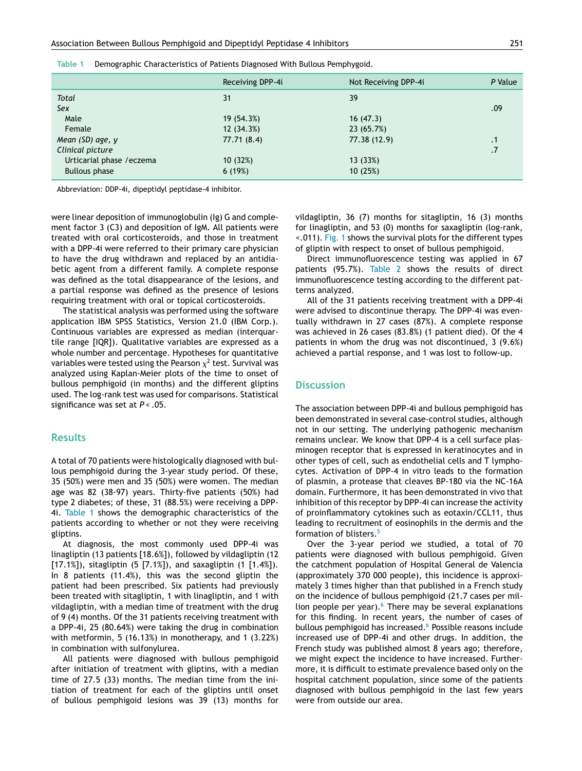Table 1 Demographic Characteristics of Patients Diagnosed With Bullous Pemphygoid.

| | Receiving DPP-4i | Not Receiving DPP-4i | P Value |
|---|---|---|---|
| *Total* | 31 | 39 | |
| *Sex* | | | .09 |
| Male | 19 (54.3%) | 16 (47.3) | |
| Female | 12 (34.3%) | 23 (65.7%) | |
| *Mean (SD) age, y* | 77.71 (8.4) | 77.38 (12.9) | .1 |
| *Clinical picture* | | | .7 |
| Urticarial phase /eczema | 10 (32%) | 13 (33%) | |
| Bullous phase | 6 (19%) | 10 (25%) | |

Abbreviation: DDP-4i, dipeptidyl peptidase-4 inhibitor.

were linear deposition of immunoglobulin (Ig) G and complement factor 3 (C3) and deposition of IgM. All patients were treated with oral corticosteroids, and those in treatment with a DPP-4i were referred to their primary care physician to have the drug withdrawn and replaced by an antidiabetic agent from a different family. A complete response was defined as the total disappearance of the lesions, and a partial response was defined as the presence of lesions requiring treatment with oral or topical corticosteroids.

The statistical analysis was performed using the software application IBM SPSS Statistics, Version 21.0 (IBM Corp.). Continuous variables are expressed as median (interquartile range [IQR]). Qualitative variables are expressed as a whole number and percentage. Hypotheses for quantitative variables were tested using the Pearson $\chi^2$ test. Survival was analyzed using Kaplan-Meier plots of the time to onset of bullous pemphigoid (in months) and the different gliptins used. The log-rank test was used for comparisons. Statistical significance was set at $P < .05$.

## Results

A total of 70 patients were histologically diagnosed with bullous pemphigoid during the 3-year study period. Of these, 35 (50%) were men and 35 (50%) were women. The median age was 82 (38-97) years. Thirty-five patients (50%) had type 2 diabetes; of these, 31 (88.5%) were receiving a DPP-4i. Table 1 shows the demographic characteristics of the patients according to whether or not they were receiving gliptins.

At diagnosis, the most commonly used DPP-4i was linagliptin (13 patients [18.6%]), followed by vildagliptin (12 [17.1%]), sitagliptin (5 [7.1%]), and saxagliptin (1 [1.4%]). In 8 patients (11.4%), this was the second gliptin the patient had been prescribed. Six patients had previously been treated with sitagliptin, 1 with linagliptin, and 1 with vildagliptin, with a median time of treatment with the drug of 9 (4) months. Of the 31 patients receiving treatment with a DPP-4i, 25 (80.64%) were taking the drug in combination with metformin, 5 (16.13%) in monotherapy, and 1 (3.22%) in combination with sulfonylurea.

All patients were diagnosed with bullous pemphigoid after initiation of treatment with gliptins, with a median time of 27.5 (33) months. The median time from the initiation of treatment for each of the gliptins until onset of bullous pemphigoid lesions was 39 (13) months for vildagliptin, 36 (7) months for sitagliptin, 16 (3) months for linagliptin, and 53 (0) months for saxagliptin (log-rank, <.011). Fig. 1 shows the survival plots for the different types of gliptin with respect to onset of bullous pemphigoid.

Direct immunofluorescence testing was applied in 67 patients (95.7%). Table 2 shows the results of direct immunofluorescence testing according to the different patterns analyzed.

All of the 31 patients receiving treatment with a DPP-4i were advised to discontinue therapy. The DPP-4i was eventually withdrawn in 27 cases (87%). A complete response was achieved in 26 cases (83.8%) (1 patient died). Of the 4 patients in whom the drug was not discontinued, 3 (9.6%) achieved a partial response, and 1 was lost to follow-up.

## Discussion

The association between DPP-4i and bullous pemphigoid has been demonstrated in several case-control studies, although not in our setting. The underlying pathogenic mechanism remains unclear. We know that DPP-4 is a cell surface plasminogen receptor that is expressed in keratinocytes and in other types of cell, such as endothelial cells and T lymphocytes. Activation of DPP-4 in vitro leads to the formation of plasmin, a protease that cleaves BP-180 via the NC-16A domain. Furthermore, it has been demonstrated in vivo that inhibition of this receptor by DPP-4i can increase the activity of proinflammatory cytokines such as eotaxin/CCL11, thus leading to recruitment of eosinophils in the dermis and the formation of blisters.[5]

Over the 3-year period we studied, a total of 70 patients were diagnosed with bullous pemphigoid. Given the catchment population of Hospital General de Valencia (approximately 370 000 people), this incidence is approximately 3 times higher than that published in a French study on the incidence of bullous pemphigoid (21.7 cases per million people per year).[6] There may be several explanations for this finding. In recent years, the number of cases of bullous pemphigoid has increased.[6] Possible reasons include increased use of DPP-4i and other drugs. In addition, the French study was published almost 8 years ago; therefore, we might expect the incidence to have increased. Furthermore, it is difficult to estimate prevalence based only on the hospital catchment population, since some of the patients diagnosed with bullous pemphigoid in the last few years were from outside our area.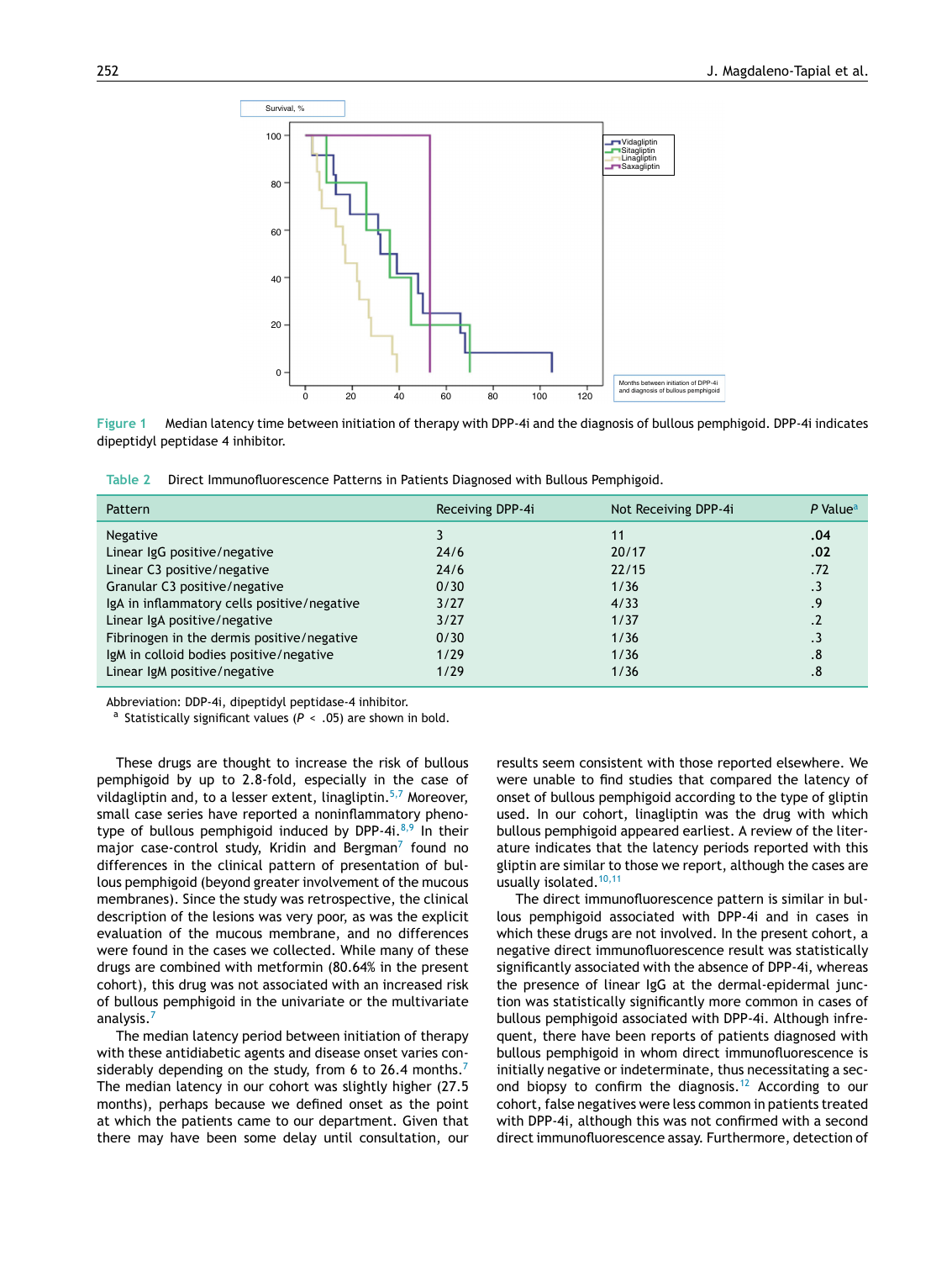Figure 1 Median latency time between initiation of therapy with DPP-4i and the diagnosis of bullous pemphigoid. DPP-4i indicates dipeptidyl peptidase 4 inhibitor.

Table 2 Direct Immunofluorescence Patterns in Patients Diagnosed with Bullous Pemphigoid.

| Pattern | Receiving DPP-4i | Not Receiving DPP-4i | *P* Value[a] |
|---|---|---|---|
| Negative | 3 | 11 | **.04** |
| Linear IgG positive/negative | 24/6 | 20/17 | **.02** |
| Linear C3 positive/negative | 24/6 | 22/15 | .72 |
| Granular C3 positive/negative | 0/30 | 1/36 | .3 |
| IgA in inflammatory cells positive/negative | 3/27 | 4/33 | .9 |
| Linear IgA positive/negative | 3/27 | 1/37 | .2 |
| Fibrinogen in the dermis positive/negative | 0/30 | 1/36 | .3 |
| IgM in colloid bodies positive/negative | 1/29 | 1/36 | .8 |
| Linear IgM positive/negative | 1/29 | 1/36 | .8 |

Abbreviation: DDP-4i, dipeptidyl peptidase-4 inhibitor.
[a] Statistically significant values ($P < .05$) are shown in bold.

These drugs are thought to increase the risk of bullous pemphigoid by up to 2.8-fold, especially in the case of vildagliptin and, to a lesser extent, linagliptin.[5,7] Moreover, small case series have reported a noninflammatory phenotype of bullous pemphigoid induced by DPP-4i.[8,9] In their major case-control study, Kridin and Bergman[7] found no differences in the clinical pattern of presentation of bullous pemphigoid (beyond greater involvement of the mucous membranes). Since the study was retrospective, the clinical description of the lesions was very poor, as was the explicit evaluation of the mucous membrane, and no differences were found in the cases we collected. While many of these drugs are combined with metformin (80.64% in the present cohort), this drug was not associated with an increased risk of bullous pemphigoid in the univariate or the multivariate analysis.[7]

The median latency period between initiation of therapy with these antidiabetic agents and disease onset varies considerably depending on the study, from 6 to 26.4 months.[7] The median latency in our cohort was slightly higher (27.5 months), perhaps because we defined onset as the point at which the patients came to our department. Given that there may have been some delay until consultation, our results seem consistent with those reported elsewhere. We were unable to find studies that compared the latency of onset of bullous pemphigoid according to the type of gliptin used. In our cohort, linagliptin was the drug with which bullous pemphigoid appeared earliest. A review of the literature indicates that the latency periods reported with this gliptin are similar to those we report, although the cases are usually isolated.[10,11]

The direct immunofluorescence pattern is similar in bullous pemphigoid associated with DPP-4i and in cases in which these drugs are not involved. In the present cohort, a negative direct immunofluorescence result was statistically significantly associated with the absence of DPP-4i, whereas the presence of linear IgG at the dermal-epidermal junction was statistically significantly more common in cases of bullous pemphigoid associated with DPP-4i. Although infrequent, there have been reports of patients diagnosed with bullous pemphigoid in whom direct immunofluorescence is initially negative or indeterminate, thus necessitating a second biopsy to confirm the diagnosis.[12] According to our cohort, false negatives were less common in patients treated with DPP-4i, although this was not confirmed with a second direct immunofluorescence assay. Furthermore, detection of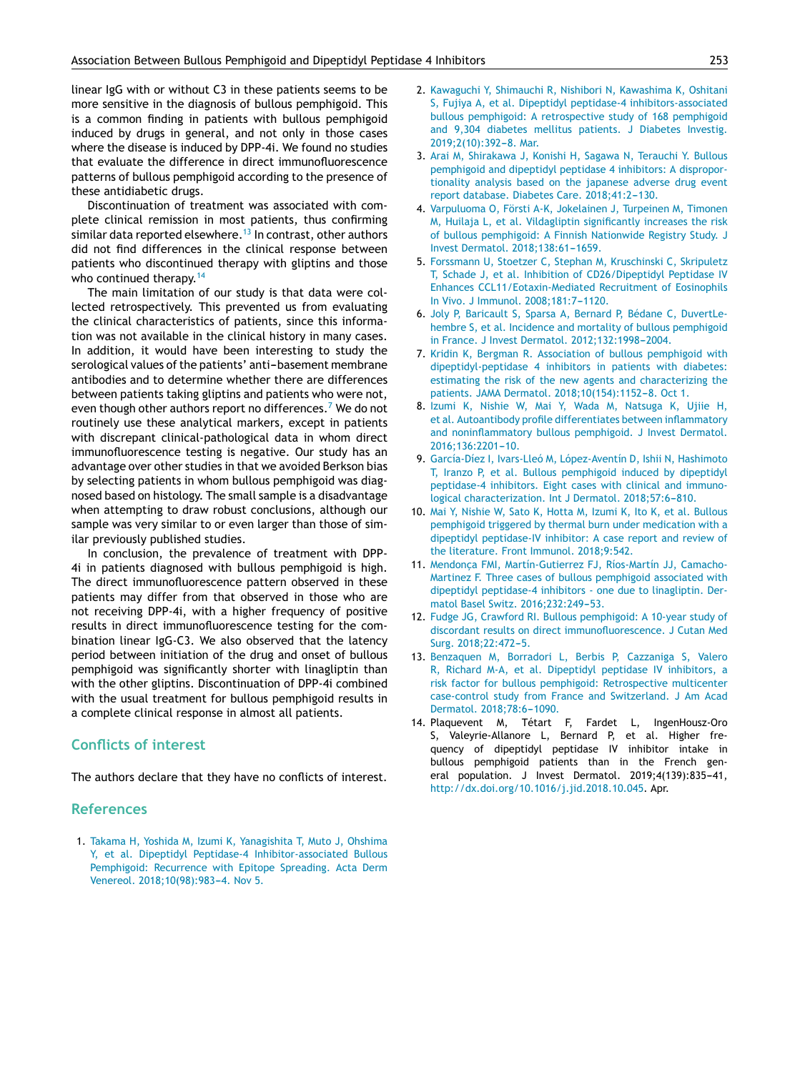linear IgG with or without C3 in these patients seems to be more sensitive in the diagnosis of bullous pemphigoid. This is a common finding in patients with bullous pemphigoid induced by drugs in general, and not only in those cases where the disease is induced by DPP-4i. We found no studies that evaluate the difference in direct immunofluorescence patterns of bullous pemphigoid according to the presence of these antidiabetic drugs.

Discontinuation of treatment was associated with complete clinical remission in most patients, thus confirming similar data reported elsewhere.[13] In contrast, other authors did not find differences in the clinical response between patients who discontinued therapy with gliptins and those who continued therapy.[14]

The main limitation of our study is that data were collected retrospectively. This prevented us from evaluating the clinical characteristics of patients, since this information was not available in the clinical history in many cases. In addition, it would have been interesting to study the serological values of the patients' anti-basement membrane antibodies and to determine whether there are differences between patients taking gliptins and patients who were not, even though other authors report no differences.[7] We do not routinely use these analytical markers, except in patients with discrepant clinical-pathological data in whom direct immunofluorescence testing is negative. Our study has an advantage over other studies in that we avoided Berkson bias by selecting patients in whom bullous pemphigoid was diagnosed based on histology. The small sample is a disadvantage when attempting to draw robust conclusions, although our sample was very similar to or even larger than those of similar previously published studies.

In conclusion, the prevalence of treatment with DPP-4i in patients diagnosed with bullous pemphigoid is high. The direct immunofluorescence pattern observed in these patients may differ from that observed in those who are not receiving DPP-4i, with a higher frequency of positive results in direct immunofluorescence testing for the combination linear IgG-C3. We also observed that the latency period between initiation of the drug and onset of bullous pemphigoid was significantly shorter with linagliptin than with the other gliptins. Discontinuation of DPP-4i combined with the usual treatment for bullous pemphigoid results in a complete clinical response in almost all patients.

## Conflicts of interest

The authors declare that they have no conflicts of interest.

## References

1. Takama H, Yoshida M, Izumi K, Yanagishita T, Muto J, Ohshima Y, et al. Dipeptidyl Peptidase-4 Inhibitor-associated Bullous Pemphigoid: Recurrence with Epitope Spreading. Acta Derm Venereol. 2018;10(98):983–4. Nov 5.
2. Kawaguchi Y, Shimauchi R, Nishibori N, Kawashima K, Oshitani S, Fujiya A, et al. Dipeptidyl peptidase-4 inhibitors-associated bullous pemphigoid: A retrospective study of 168 pemphigoid and 9,304 diabetes mellitus patients. J Diabetes Investig. 2019;2(10):392–8. Mar.
3. Arai M, Shirakawa J, Konishi H, Sagawa N, Terauchi Y. Bullous pemphigoid and dipeptidyl peptidase 4 inhibitors: A disproportionality analysis based on the japanese adverse drug event report database. Diabetes Care. 2018;41:2–130.
4. Varpuluoma O, Försti A-K, Jokelainen J, Turpeinen M, Timonen M, Huilaja L, et al. Vildagliptin significantly increases the risk of bullous pemphigoid: A Finnish Nationwide Registry Study. J Invest Dermatol. 2018;138:61–1659.
5. Forssmann U, Stoetzer C, Stephan M, Kruschinski C, Skripuletz T, Schade J, et al. Inhibition of CD26/Dipeptidyl Peptidase IV Enhances CCL11/Eotaxin-Mediated Recruitment of Eosinophils In Vivo. J Immunol. 2008;181:7–1120.
6. Joly P, Baricault S, Sparsa A, Bernard P, Bédane C, DuvertLehembre S, et al. Incidence and mortality of bullous pemphigoid in France. J Invest Dermatol. 2012;132:1998–2004.
7. Kridin K, Bergman R. Association of bullous pemphigoid with dipeptidyl-peptidase 4 inhibitors in patients with diabetes: estimating the risk of the new agents and characterizing the patients. JAMA Dermatol. 2018;10(154):1152–8. Oct 1.
8. Izumi K, Nishie W, Mai Y, Wada M, Natsuga K, Ujiie H, et al. Autoantibody profile differentiates between inflammatory and noninflammatory bullous pemphigoid. J Invest Dermatol. 2016;136:2201–10.
9. García-Díez I, Ivars-Lleó M, López-Aventín D, Ishii N, Hashimoto T, Iranzo P, et al. Bullous pemphigoid induced by dipeptidyl peptidase-4 inhibitors. Eight cases with clinical and immunological characterization. Int J Dermatol. 2018;57:6–810.
10. Mai Y, Nishie W, Sato K, Hotta M, Izumi K, Ito K, et al. Bullous pemphigoid triggered by thermal burn under medication with a dipeptidyl peptidase-IV inhibitor: A case report and review of the literature. Front Immunol. 2018;9:542.
11. Mendonça FMI, Martín-Gutierrez FJ, Ríos-Martín JJ, Camacho-Martinez F. Three cases of bullous pemphigoid associated with dipeptidyl peptidase-4 inhibitors - one due to linagliptin. Dermatol Basel Switz. 2016;232:249–53.
12. Fudge JG, Crawford RI. Bullous pemphigoid: A 10-year study of discordant results on direct immunofluorescence. J Cutan Med Surg. 2018;22:472–5.
13. Benzaquen M, Borradori L, Berbis P, Cazzaniga S, Valero R, Richard M-A, et al. Dipeptidyl peptidase IV inhibitors, a risk factor for bullous pemphigoid: Retrospective multicenter case-control study from France and Switzerland. J Am Acad Dermatol. 2018;78:6–1090.
14. Plaquevent M, Tétart F, Fardet L, IngenHousz-Oro S, Valeyrie-Allanore L, Bernard P, et al. Higher frequency of dipeptidyl peptidase IV inhibitor intake in bullous pemphigoid patients than in the French general population. J Invest Dermatol. 2019;4(139):835–41, http://dx.doi.org/10.1016/j.jid.2018.10.045. Apr.